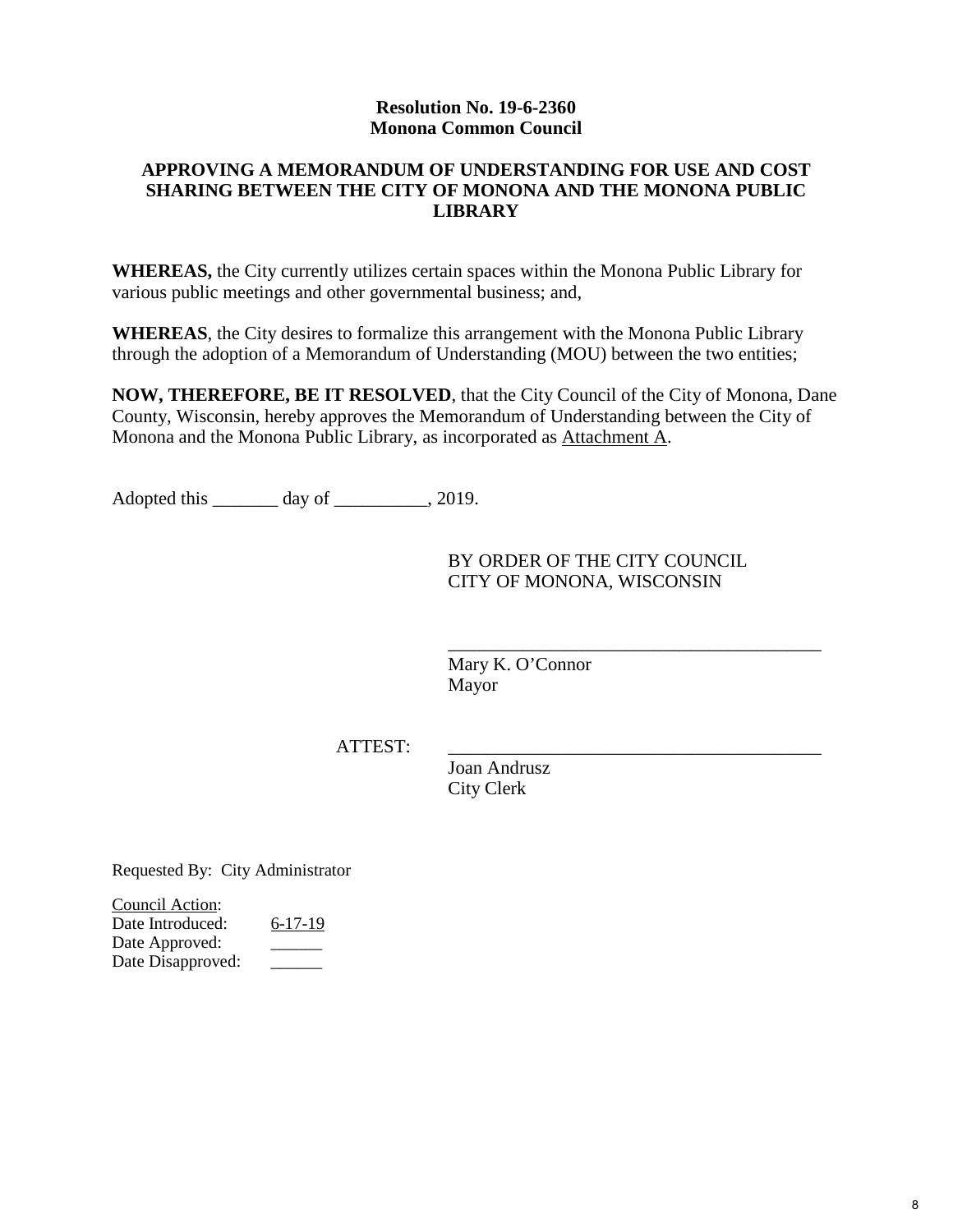**Resolution No. 19-6-2360**
**Monona Common Council**

**APPROVING A MEMORANDUM OF UNDERSTANDING FOR USE AND COST SHARING BETWEEN THE CITY OF MONONA AND THE MONONA PUBLIC LIBRARY**

**WHEREAS,** the City currently utilizes certain spaces within the Monona Public Library for various public meetings and other governmental business; and,

**WHEREAS**, the City desires to formalize this arrangement with the Monona Public Library through the adoption of a Memorandum of Understanding (MOU) between the two entities;

**NOW, THEREFORE, BE IT RESOLVED**, that the City Council of the City of Monona, Dane County, Wisconsin, hereby approves the Memorandum of Understanding between the City of Monona and the Monona Public Library, as incorporated as Attachment A.

Adopted this _______ day of __________, 2019.

BY ORDER OF THE CITY COUNCIL
CITY OF MONONA, WISCONSIN

________________________________________
Mary K. O'Connor
Mayor

ATTEST: ________________________________________
Joan Andrusz
City Clerk

Requested By: City Administrator

Council Action:
Date Introduced: 6-17-19
Date Approved: ______
Date Disapproved: ______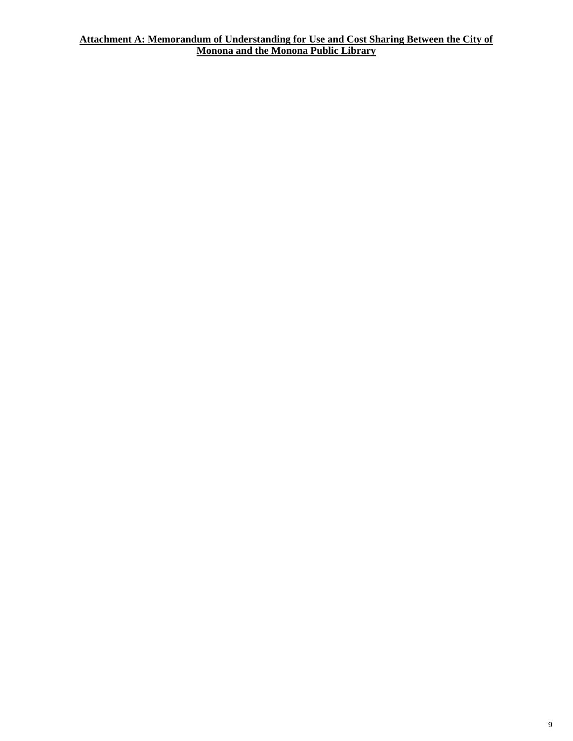**Attachment A: Memorandum of Understanding for Use and Cost Sharing Between the City of Monona and the Monona Public Library**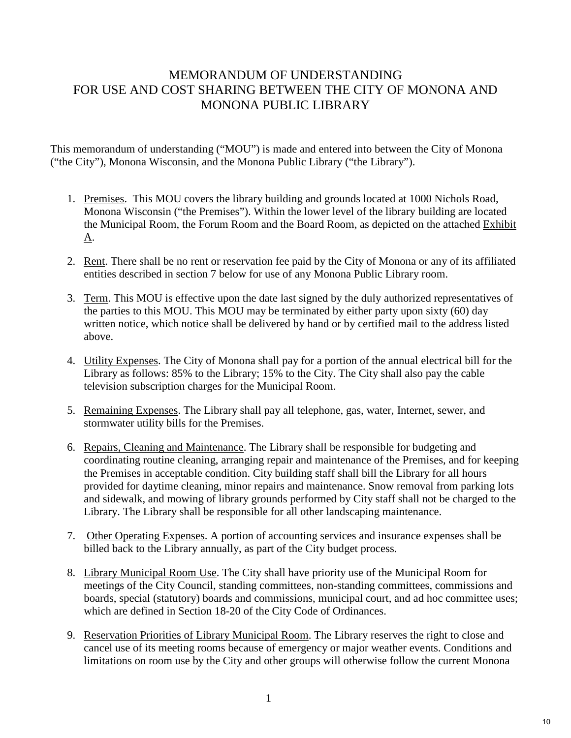# MEMORANDUM OF UNDERSTANDING FOR USE AND COST SHARING BETWEEN THE CITY OF MONONA AND MONONA PUBLIC LIBRARY

This memorandum of understanding ("MOU") is made and entered into between the City of Monona ("the City"), Monona Wisconsin, and the Monona Public Library ("the Library").

1. Premises. This MOU covers the library building and grounds located at 1000 Nichols Road, Monona Wisconsin ("the Premises"). Within the lower level of the library building are located the Municipal Room, the Forum Room and the Board Room, as depicted on the attached Exhibit A.

2. Rent. There shall be no rent or reservation fee paid by the City of Monona or any of its affiliated entities described in section 7 below for use of any Monona Public Library room.

3. Term. This MOU is effective upon the date last signed by the duly authorized representatives of the parties to this MOU. This MOU may be terminated by either party upon sixty (60) day written notice, which notice shall be delivered by hand or by certified mail to the address listed above.

4. Utility Expenses. The City of Monona shall pay for a portion of the annual electrical bill for the Library as follows: 85% to the Library; 15% to the City. The City shall also pay the cable television subscription charges for the Municipal Room.

5. Remaining Expenses. The Library shall pay all telephone, gas, water, Internet, sewer, and stormwater utility bills for the Premises.

6. Repairs, Cleaning and Maintenance. The Library shall be responsible for budgeting and coordinating routine cleaning, arranging repair and maintenance of the Premises, and for keeping the Premises in acceptable condition. City building staff shall bill the Library for all hours provided for daytime cleaning, minor repairs and maintenance. Snow removal from parking lots and sidewalk, and mowing of library grounds performed by City staff shall not be charged to the Library. The Library shall be responsible for all other landscaping maintenance.

7. Other Operating Expenses. A portion of accounting services and insurance expenses shall be billed back to the Library annually, as part of the City budget process.

8. Library Municipal Room Use. The City shall have priority use of the Municipal Room for meetings of the City Council, standing committees, non-standing committees, commissions and boards, special (statutory) boards and commissions, municipal court, and ad hoc committee uses; which are defined in Section 18-20 of the City Code of Ordinances.

9. Reservation Priorities of Library Municipal Room. The Library reserves the right to close and cancel use of its meeting rooms because of emergency or major weather events. Conditions and limitations on room use by the City and other groups will otherwise follow the current Monona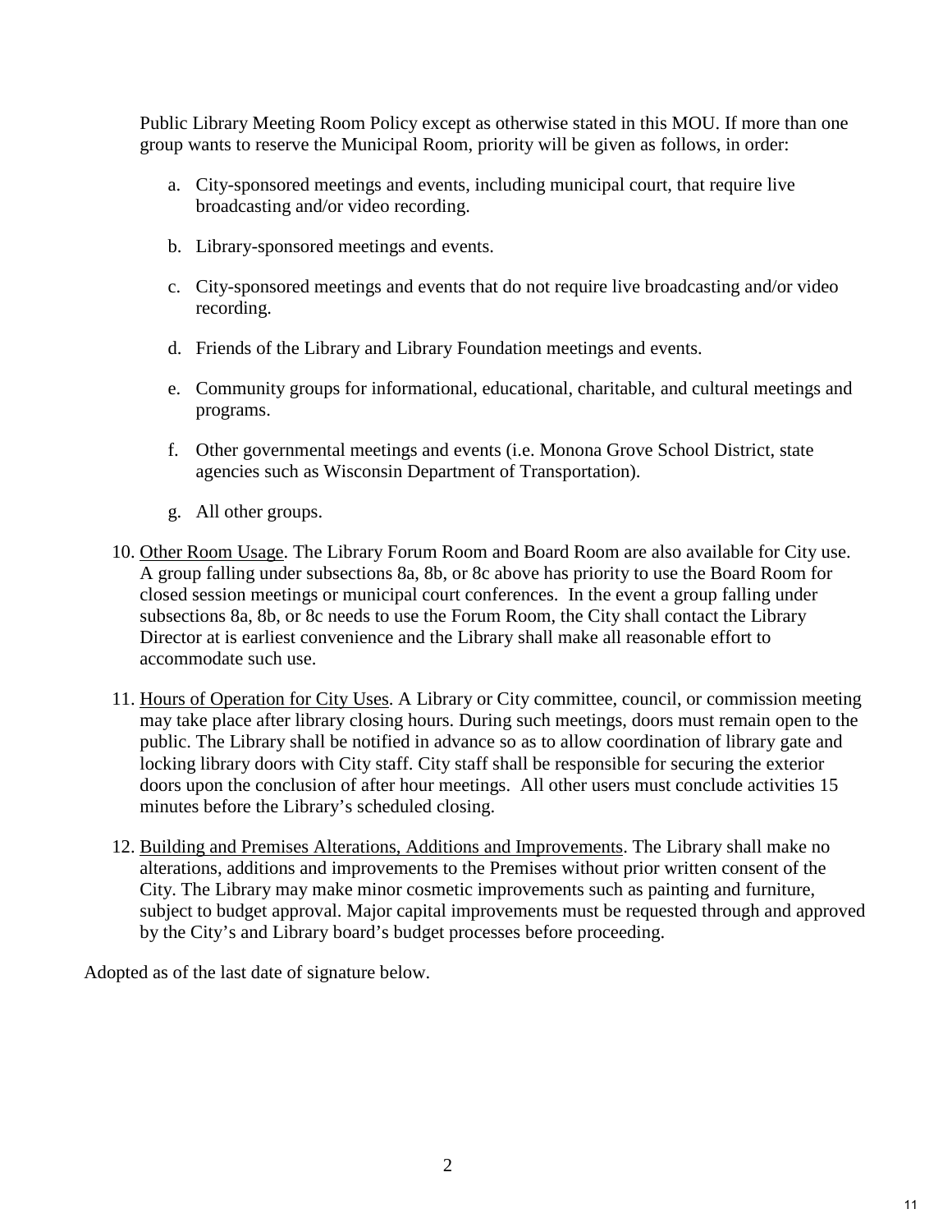Public Library Meeting Room Policy except as otherwise stated in this MOU. If more than one group wants to reserve the Municipal Room, priority will be given as follows, in order:

  a. City-sponsored meetings and events, including municipal court, that require live broadcasting and/or video recording.

  b. Library-sponsored meetings and events.

  c. City-sponsored meetings and events that do not require live broadcasting and/or video recording.

  d. Friends of the Library and Library Foundation meetings and events.

  e. Community groups for informational, educational, charitable, and cultural meetings and programs.

  f. Other governmental meetings and events (i.e. Monona Grove School District, state agencies such as Wisconsin Department of Transportation).

  g. All other groups.

10. <u>Other Room Usage</u>. The Library Forum Room and Board Room are also available for City use. A group falling under subsections 8a, 8b, or 8c above has priority to use the Board Room for closed session meetings or municipal court conferences. In the event a group falling under subsections 8a, 8b, or 8c needs to use the Forum Room, the City shall contact the Library Director at is earliest convenience and the Library shall make all reasonable effort to accommodate such use.

11. <u>Hours of Operation for City Uses</u>. A Library or City committee, council, or commission meeting may take place after library closing hours. During such meetings, doors must remain open to the public. The Library shall be notified in advance so as to allow coordination of library gate and locking library doors with City staff. City staff shall be responsible for securing the exterior doors upon the conclusion of after hour meetings. All other users must conclude activities 15 minutes before the Library's scheduled closing.

12. <u>Building and Premises Alterations, Additions and Improvements</u>. The Library shall make no alterations, additions and improvements to the Premises without prior written consent of the City. The Library may make minor cosmetic improvements such as painting and furniture, subject to budget approval. Major capital improvements must be requested through and approved by the City's and Library board's budget processes before proceeding.

Adopted as of the last date of signature below.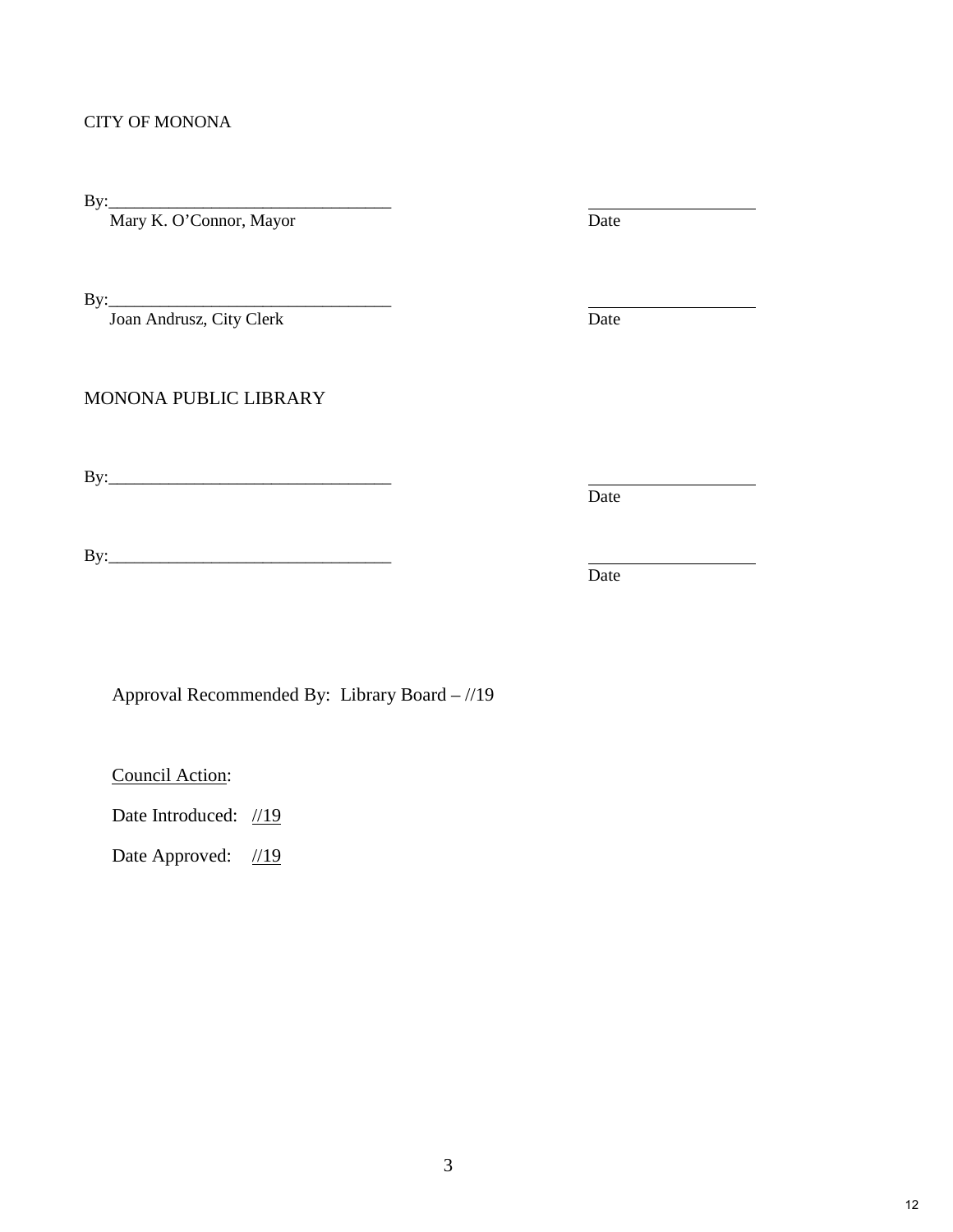CITY OF MONONA

By:_________________________________ Mary K. O'Connor, Mayor

_____________________ Date

By:_________________________________ Joan Andrusz, City Clerk

_____________________ Date

MONONA PUBLIC LIBRARY

By:_________________________________

_____________________ Date

By:_________________________________

_____________________ Date

Approval Recommended By: Library Board – //19

Council Action:

Date Introduced: //19

Date Approved: //19